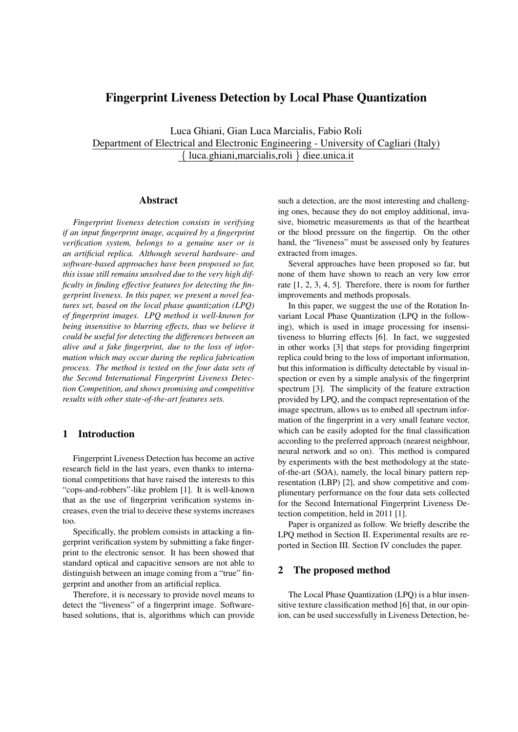# Fingerprint Liveness Detection by Local Phase Quantization

Luca Ghiani, Gian Luca Marcialis, Fabio Roli
Department of Electrical and Electronic Engineering - University of Cagliari (Italy)
{ luca.ghiani,marcialis,roli } diee.unica.it

## Abstract

*Fingerprint liveness detection consists in verifying if an input fingerprint image, acquired by a fingerprint verification system, belongs to a genuine user or is an artificial replica. Although several hardware- and software-based approaches have been proposed so far, this issue still remains unsolved due to the very high difficulty in finding effective features for detecting the fingerprint liveness. In this paper, we present a novel features set, based on the local phase quantization (LPQ) of fingerprint images. LPQ method is well-known for being insensitive to blurring effects, thus we believe it could be useful for detecting the differences between an alive and a fake fingerprint, due to the loss of information which may occur during the replica fabrication process. The method is tested on the four data sets of the Second International Fingerprint Liveness Detection Competition, and shows promising and competitive results with other state-of-the-art features sets.*

## 1 Introduction

Fingerprint Liveness Detection has become an active research field in the last years, even thanks to international competitions that have raised the interests to this "cops-and-robbers"-like problem [1]. It is well-known that as the use of fingerprint verification systems increases, even the trial to deceive these systems increases too.

Specifically, the problem consists in attacking a fingerprint verification system by submitting a fake fingerprint to the electronic sensor. It has been showed that standard optical and capacitive sensors are not able to distinguish between an image coming from a "true" fingerprint and another from an artificial replica.

Therefore, it is necessary to provide novel means to detect the "liveness" of a fingerprint image. Software-based solutions, that is, algorithms which can provide such a detection, are the most interesting and challenging ones, because they do not employ additional, invasive, biometric measurements as that of the heartbeat or the blood pressure on the fingertip. On the other hand, the "liveness" must be assessed only by features extracted from images.

Several approaches have been proposed so far, but none of them have shown to reach an very low error rate [1, 2, 3, 4, 5]. Therefore, there is room for further improvements and methods proposals.

In this paper, we suggest the use of the Rotation Invariant Local Phase Quantization (LPQ in the following), which is used in image processing for insensitiveness to blurring effects [6]. In fact, we suggested in other works [3] that steps for providing fingerprint replica could bring to the loss of important information, but this information is difficulty detectable by visual inspection or even by a simple analysis of the fingerprint spectrum [3]. The simplicity of the feature extraction provided by LPQ, and the compact representation of the image spectrum, allows us to embed all spectrum information of the fingerprint in a very small feature vector, which can be easily adopted for the final classification according to the preferred approach (nearest neighbour, neural network and so on). This method is compared by experiments with the best methodology at the state-of-the-art (SOA), namely, the local binary pattern representation (LBP) [2], and show competitive and complimentary performance on the four data sets collected for the Second International Fingerprint Liveness Detection competition, held in 2011 [1].

Paper is organized as follow. We briefly describe the LPQ method in Section II. Experimental results are reported in Section III. Section IV concludes the paper.

## 2 The proposed method

The Local Phase Quantization (LPQ) is a blur insensitive texture classification method [6] that, in our opinion, can be used successfully in Liveness Detection, be-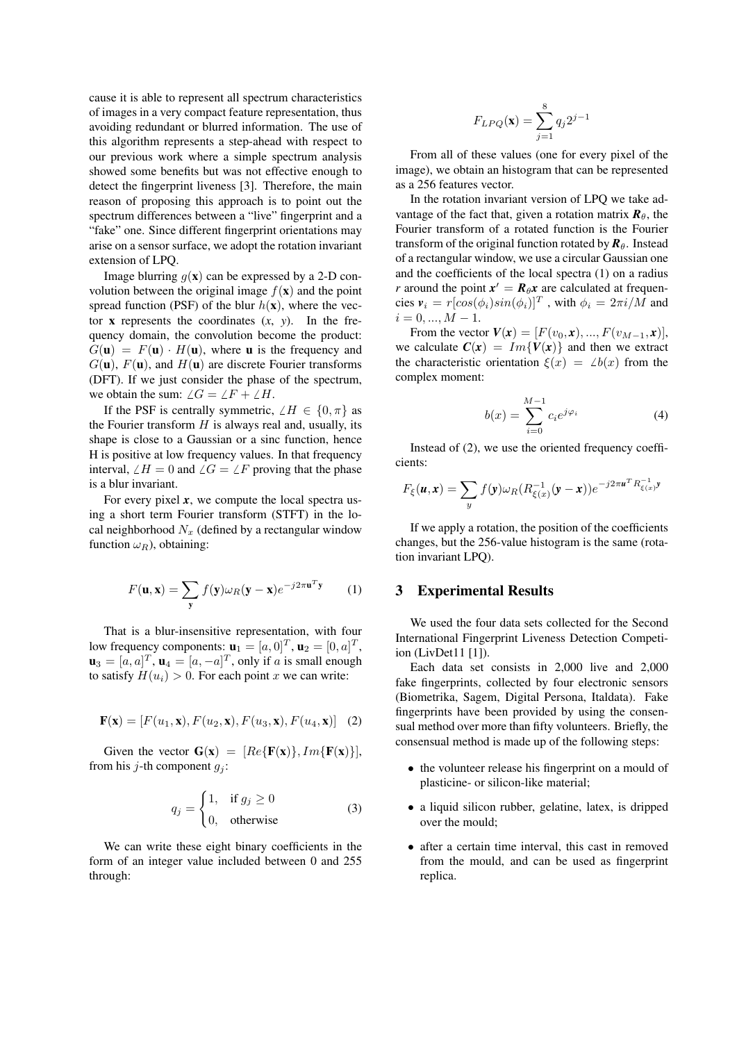cause it is able to represent all spectrum characteristics of images in a very compact feature representation, thus avoiding redundant or blurred information. The use of this algorithm represents a step-ahead with respect to our previous work where a simple spectrum analysis showed some benefits but was not effective enough to detect the fingerprint liveness [3]. Therefore, the main reason of proposing this approach is to point out the spectrum differences between a "live" fingerprint and a "fake" one. Since different fingerprint orientations may arise on a sensor surface, we adopt the rotation invariant extension of LPQ.

Image blurring $g(\mathbf{x})$ can be expressed by a 2-D convolution between the original image $f(\mathbf{x})$ and the point spread function (PSF) of the blur $h(\mathbf{x})$, where the vector $\mathbf{x}$ represents the coordinates ($x$, $y$). In the frequency domain, the convolution become the product: $G(\mathbf{u}) = F(\mathbf{u}) \cdot H(\mathbf{u})$, where $\mathbf{u}$ is the frequency and $G(\mathbf{u})$, $F(\mathbf{u})$, and $H(\mathbf{u})$ are discrete Fourier transforms (DFT). If we just consider the phase of the spectrum, we obtain the sum: $\angle G = \angle F + \angle H$.

If the PSF is centrally symmetric, $\angle H \in \{0, \pi\}$ as the Fourier transform $H$ is always real and, usually, its shape is close to a Gaussian or a sinc function, hence H is positive at low frequency values. In that frequency interval, $\angle H = 0$ and $\angle G = \angle F$ proving that the phase is a blur invariant.

For every pixel $\boldsymbol{x}$, we compute the local spectra using a short term Fourier transform (STFT) in the local neighborhood $N_x$ (defined by a rectangular window function $\omega_R$), obtaining:

$$F(\mathbf{u}, \mathbf{x}) = \sum_{\mathbf{y}} f(\mathbf{y}) \omega_R(\mathbf{y} - \mathbf{x}) e^{-j2\pi \mathbf{u}^T \mathbf{y}} \qquad (1)$$

That is a blur-insensitive representation, with four low frequency components: $\mathbf{u}_1 = [a, 0]^T$, $\mathbf{u}_2 = [0, a]^T$, $\mathbf{u}_3 = [a, a]^T$, $\mathbf{u}_4 = [a, -a]^T$, only if $a$ is small enough to satisfy $H(u_i) > 0$. For each point $x$ we can write:

$$\mathbf{F}(\mathbf{x}) = [F(u_1, \mathbf{x}), F(u_2, \mathbf{x}), F(u_3, \mathbf{x}), F(u_4, \mathbf{x})] \quad (2)$$

Given the vector $\mathbf{G}(\mathbf{x}) = [Re\{\mathbf{F}(\mathbf{x})\}, Im\{\mathbf{F}(\mathbf{x})\}]$, from his $j$-th component $g_j$:

$$q_j = \begin{cases} 1, & \text{if } g_j \geq 0 \\ 0, & \text{otherwise} \end{cases} \qquad (3)$$

We can write these eight binary coefficients in the form of an integer value included between 0 and 255 through:

$$F_{LPQ}(\mathbf{x}) = \sum_{j=1}^{8} q_j 2^{j-1}$$

From all of these values (one for every pixel of the image), we obtain an histogram that can be represented as a 256 features vector.

In the rotation invariant version of LPQ we take advantage of the fact that, given a rotation matrix $\boldsymbol{R}_\theta$, the Fourier transform of a rotated function is the Fourier transform of the original function rotated by $\boldsymbol{R}_\theta$. Instead of a rectangular window, we use a circular Gaussian one and the coefficients of the local spectra (1) on a radius $r$ around the point $\boldsymbol{x}' = \boldsymbol{R}_\theta \boldsymbol{x}$ are calculated at frequencies $\boldsymbol{v}_i = r[cos(\phi_i) sin(\phi_i)]^T$, with $\phi_i = 2\pi i/M$ and $i = 0, ..., M-1$.

From the vector $\boldsymbol{V}(\boldsymbol{x}) = [F(v_0, \boldsymbol{x}), ..., F(v_{M-1}, \boldsymbol{x})]$, we calculate $\boldsymbol{C}(\boldsymbol{x}) = Im\{\boldsymbol{V}(\boldsymbol{x})\}$ and then we extract the characteristic orientation $\xi(x) = \angle b(x)$ from the complex moment:

$$b(x) = \sum_{i=0}^{M-1} c_i e^{j\varphi_i} \qquad (4)$$

Instead of (2), we use the oriented frequency coefficients:

$$F_\xi(\boldsymbol{u}, \boldsymbol{x}) = \sum_{y} f(\boldsymbol{y}) \omega_R(R_{\xi(x)}^{-1}(\boldsymbol{y} - \boldsymbol{x})) e^{-j2\pi \boldsymbol{u}^T R_{\xi(x)}^{-1} \boldsymbol{y}}$$

If we apply a rotation, the position of the coefficients changes, but the 256-value histogram is the same (rotation invariant LPQ).

## 3 Experimental Results

We used the four data sets collected for the Second International Fingerprint Liveness Detection Competition (LivDet11 [1]).

Each data set consists in 2,000 live and 2,000 fake fingerprints, collected by four electronic sensors (Biometrika, Sagem, Digital Persona, Italdata). Fake fingerprints have been provided by using the consensual method over more than fifty volunteers. Briefly, the consensual method is made up of the following steps:

- the volunteer release his fingerprint on a mould of plasticine- or silicon-like material;
- a liquid silicon rubber, gelatine, latex, is dripped over the mould;
- after a certain time interval, this cast in removed from the mould, and can be used as fingerprint replica.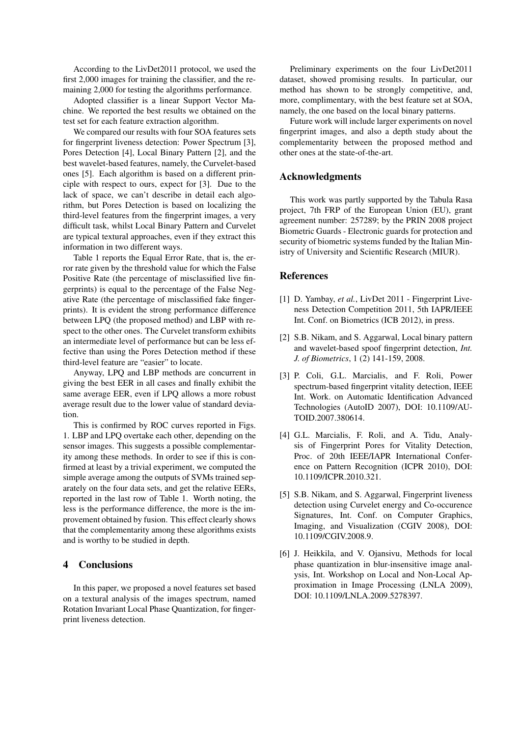According to the LivDet2011 protocol, we used the first 2,000 images for training the classifier, and the remaining 2,000 for testing the algorithms performance.

Adopted classifier is a linear Support Vector Machine. We reported the best results we obtained on the test set for each feature extraction algorithm.

We compared our results with four SOA features sets for fingerprint liveness detection: Power Spectrum [3], Pores Detection [4], Local Binary Pattern [2], and the best wavelet-based features, namely, the Curvelet-based ones [5]. Each algorithm is based on a different principle with respect to ours, expect for [3]. Due to the lack of space, we can't describe in detail each algorithm, but Pores Detection is based on localizing the third-level features from the fingerprint images, a very difficult task, whilst Local Binary Pattern and Curvelet are typical textural approaches, even if they extract this information in two different ways.

Table 1 reports the Equal Error Rate, that is, the error rate given by the threshold value for which the False Positive Rate (the percentage of misclassified live fingerprints) is equal to the percentage of the False Negative Rate (the percentage of misclassified fake fingerprints). It is evident the strong performance difference between LPQ (the proposed method) and LBP with respect to the other ones. The Curvelet transform exhibits an intermediate level of performance but can be less effective than using the Pores Detection method if these third-level feature are "easier" to locate.

Anyway, LPQ and LBP methods are concurrent in giving the best EER in all cases and finally exhibit the same average EER, even if LPQ allows a more robust average result due to the lower value of standard deviation.

This is confirmed by ROC curves reported in Figs. 1. LBP and LPQ overtake each other, depending on the sensor images. This suggests a possible complementarity among these methods. In order to see if this is confirmed at least by a trivial experiment, we computed the simple average among the outputs of SVMs trained separately on the four data sets, and get the relative EERs, reported in the last row of Table 1. Worth noting, the less is the performance difference, the more is the improvement obtained by fusion. This effect clearly shows that the complementarity among these algorithms exists and is worthy to be studied in depth.

## 4 Conclusions

In this paper, we proposed a novel features set based on a textural analysis of the images spectrum, named Rotation Invariant Local Phase Quantization, for fingerprint liveness detection.

Preliminary experiments on the four LivDet2011 dataset, showed promising results. In particular, our method has shown to be strongly competitive, and, more, complimentary, with the best feature set at SOA, namely, the one based on the local binary patterns.

Future work will include larger experiments on novel fingerprint images, and also a depth study about the complementarity between the proposed method and other ones at the state-of-the-art.

## Acknowledgments

This work was partly supported by the Tabula Rasa project, 7th FRP of the European Union (EU), grant agreement number: 257289; by the PRIN 2008 project Biometric Guards - Electronic guards for protection and security of biometric systems funded by the Italian Ministry of University and Scientific Research (MIUR).

## References

[1] D. Yambay, *et al.*, LivDet 2011 - Fingerprint Liveness Detection Competition 2011, 5th IAPR/IEEE Int. Conf. on Biometrics (ICB 2012), in press.

[2] S.B. Nikam, and S. Aggarwal, Local binary pattern and wavelet-based spoof fingerprint detection, *Int. J. of Biometrics*, 1 (2) 141-159, 2008.

[3] P. Coli, G.L. Marcialis, and F. Roli, Power spectrum-based fingerprint vitality detection, IEEE Int. Work. on Automatic Identification Advanced Technologies (AutoID 2007), DOI: 10.1109/AUTOID.2007.380614.

[4] G.L. Marcialis, F. Roli, and A. Tidu, Analysis of Fingerprint Pores for Vitality Detection, Proc. of 20th IEEE/IAPR International Conference on Pattern Recognition (ICPR 2010), DOI: 10.1109/ICPR.2010.321.

[5] S.B. Nikam, and S. Aggarwal, Fingerprint liveness detection using Curvelet energy and Co-occurence Signatures, Int. Conf. on Computer Graphics, Imaging, and Visualization (CGIV 2008), DOI: 10.1109/CGIV.2008.9.

[6] J. Heikkila, and V. Ojansivu, Methods for local phase quantization in blur-insensitive image analysis, Int. Workshop on Local and Non-Local Approximation in Image Processing (LNLA 2009), DOI: 10.1109/LNLA.2009.5278397.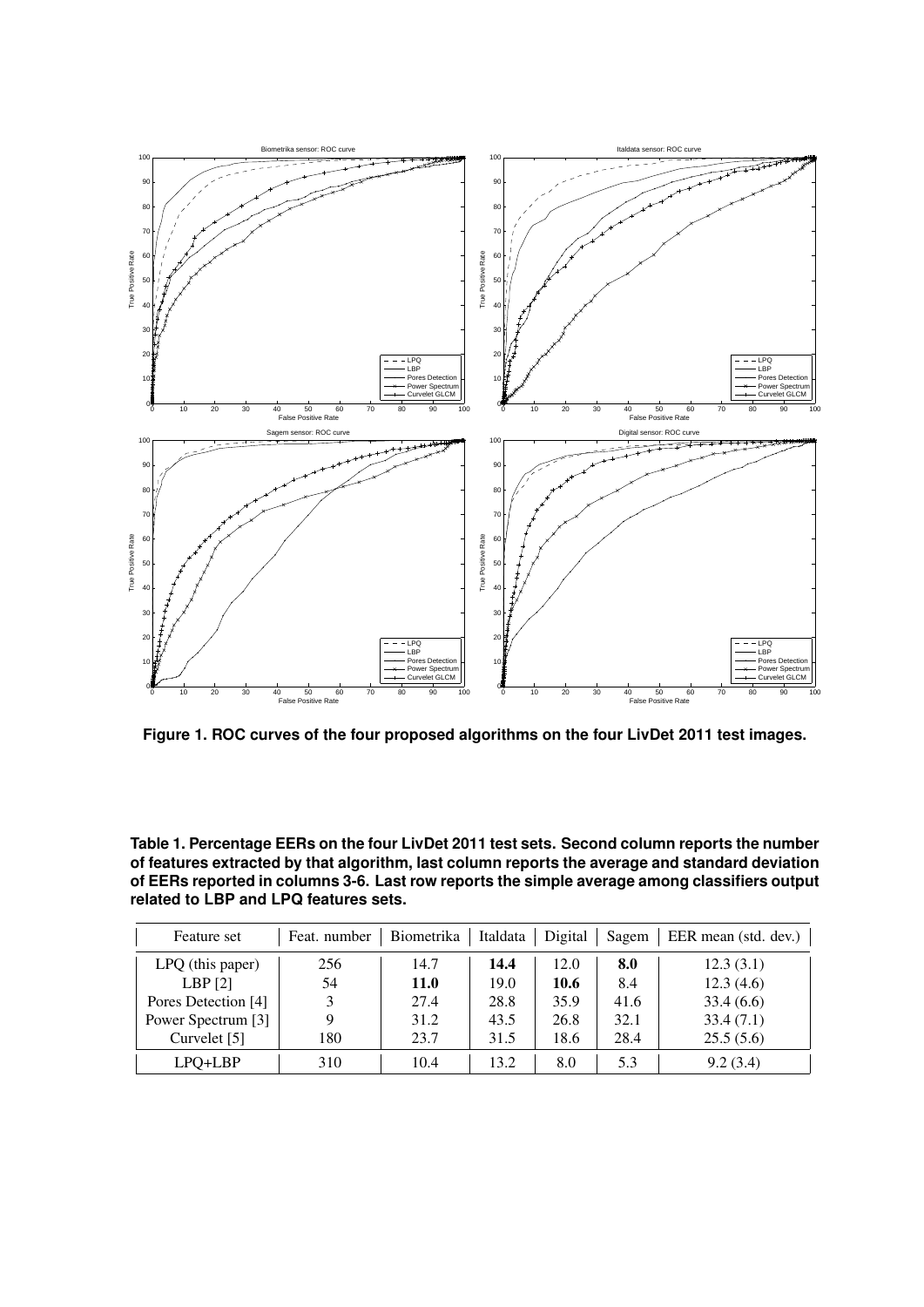Biometrika sensor: ROC curve

Italdata sensor: ROC curve

Sagem sensor: ROC curve

Digital sensor: ROC curve

True Positive Rate

False Positive Rate

0 10 20 30 40 50 60 70 80 90 100

LPQ
LBP
Pores Detection
Power Spectrum
Curvelet GLCM

**Figure 1. ROC curves of the four proposed algorithms on the four LivDet 2011 test images.**

**Table 1. Percentage EERs on the four LivDet 2011 test sets. Second column reports the number of features extracted by that algorithm, last column reports the average and standard deviation of EERs reported in columns 3-6. Last row reports the simple average among classifiers output related to LBP and LPQ features sets.**

| Feature set | Feat. number | Biometrika | Italdata | Digital | Sagem | EER mean (std. dev.) |
|---|---|---|---|---|---|---|
| LPQ (this paper) | 256 | 14.7 | **14.4** | 12.0 | **8.0** | 12.3 (3.1) |
| LBP [2] | 54 | **11.0** | 19.0 | **10.6** | 8.4 | 12.3 (4.6) |
| Pores Detection [4] | 3 | 27.4 | 28.8 | 35.9 | 41.6 | 33.4 (6.6) |
| Power Spectrum [3] | 9 | 31.2 | 43.5 | 26.8 | 32.1 | 33.4 (7.1) |
| Curvelet [5] | 180 | 23.7 | 31.5 | 18.6 | 28.4 | 25.5 (5.6) |
| LPQ+LBP | 310 | 10.4 | 13.2 | 8.0 | 5.3 | 9.2 (3.4) |